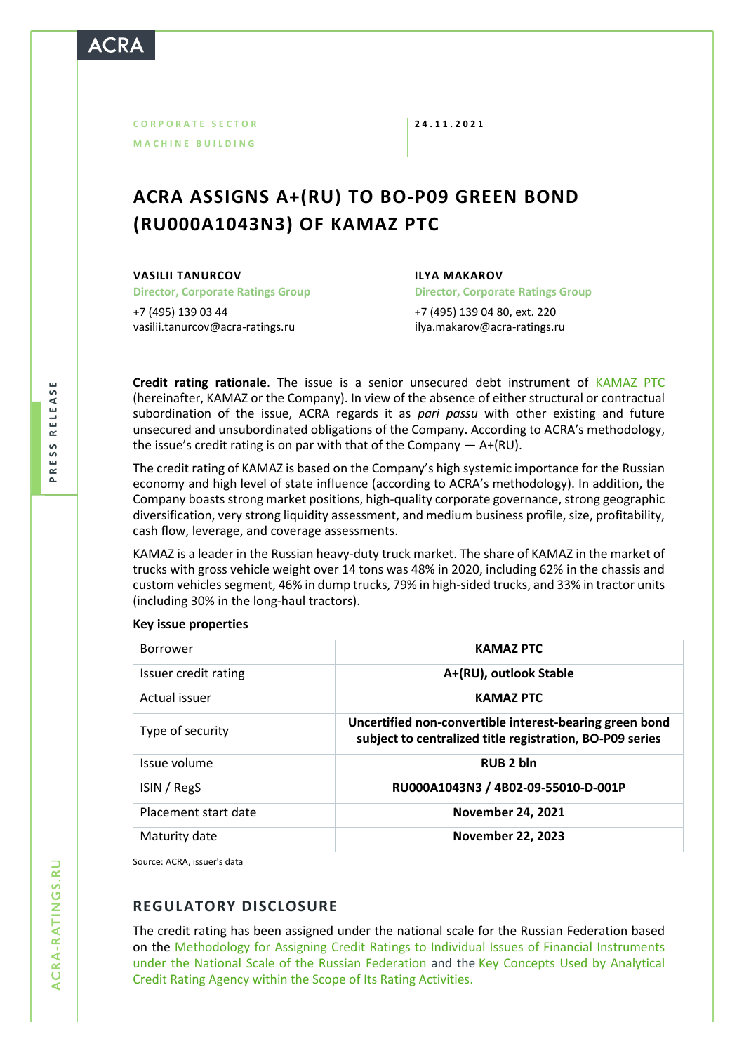CORPORATE SECTOR

MACHINE BUILDING

24.11.2021

# ACRA ASSIGNS A+(RU) TO BO-P09 GREEN BOND (RU000A1043N3) OF KAMAZ PTC

**VASILII TANURCOV**
Director, Corporate Ratings Group
+7 (495) 139 03 44
vasilii.tanurcov@acra-ratings.ru

**ILYA MAKAROV**
Director, Corporate Ratings Group
+7 (495) 139 04 80, ext. 220
ilya.makarov@acra-ratings.ru

**Credit rating rationale**. The issue is a senior unsecured debt instrument of KAMAZ PTC (hereinafter, KAMAZ or the Company). In view of the absence of either structural or contractual subordination of the issue, ACRA regards it as *pari passu* with other existing and future unsecured and unsubordinated obligations of the Company. According to ACRA's methodology, the issue's credit rating is on par with that of the Company — A+(RU).

The credit rating of KAMAZ is based on the Company's high systemic importance for the Russian economy and high level of state influence (according to ACRA's methodology). In addition, the Company boasts strong market positions, high-quality corporate governance, strong geographic diversification, very strong liquidity assessment, and medium business profile, size, profitability, cash flow, leverage, and coverage assessments.

KAMAZ is a leader in the Russian heavy-duty truck market. The share of KAMAZ in the market of trucks with gross vehicle weight over 14 tons was 48% in 2020, including 62% in the chassis and custom vehicles segment, 46% in dump trucks, 79% in high-sided trucks, and 33% in tractor units (including 30% in the long-haul tractors).

**Key issue properties**

| | |
|---|---|
| Borrower | **KAMAZ PTC** |
| Issuer credit rating | **A+(RU), outlook Stable** |
| Actual issuer | **KAMAZ PTC** |
| Type of security | **Uncertified non-convertible interest-bearing green bond subject to centralized title registration, BO-P09 series** |
| Issue volume | **RUB 2 bln** |
| ISIN / RegS | **RU000A1043N3 / 4B02-09-55010-D-001P** |
| Placement start date | **November 24, 2021** |
| Maturity date | **November 22, 2023** |

Source: ACRA, issuer's data

## REGULATORY DISCLOSURE

The credit rating has been assigned under the national scale for the Russian Federation based on the Methodology for Assigning Credit Ratings to Individual Issues of Financial Instruments under the National Scale of the Russian Federation and the Key Concepts Used by Analytical Credit Rating Agency within the Scope of Its Rating Activities.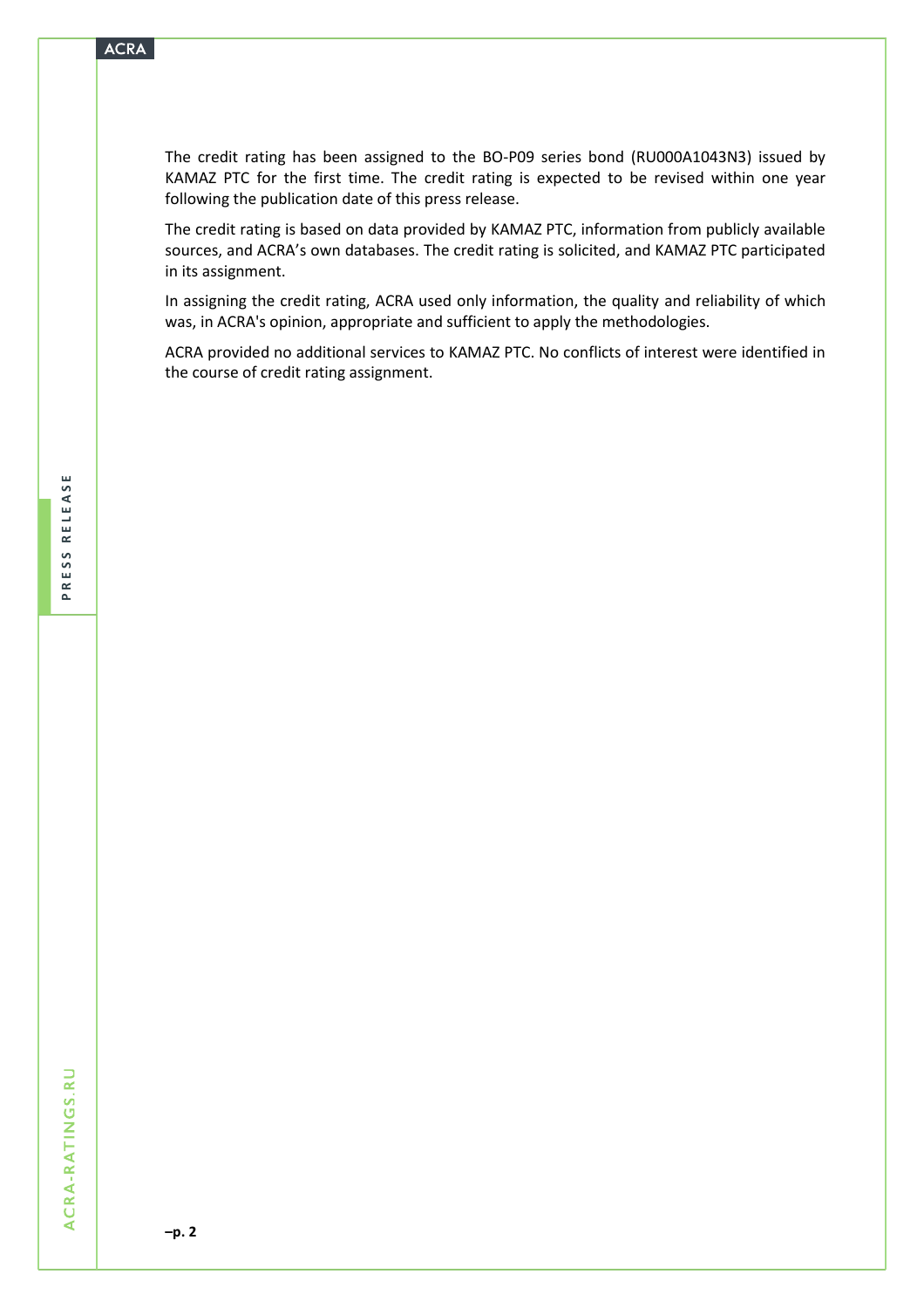The credit rating has been assigned to the BO-P09 series bond (RU000A1043N3) issued by KAMAZ PTC for the first time. The credit rating is expected to be revised within one year following the publication date of this press release.

The credit rating is based on data provided by KAMAZ PTC, information from publicly available sources, and ACRA's own databases. The credit rating is solicited, and KAMAZ PTC participated in its assignment.

In assigning the credit rating, ACRA used only information, the quality and reliability of which was, in ACRA's opinion, appropriate and sufficient to apply the methodologies.

ACRA provided no additional services to KAMAZ PTC. No conflicts of interest were identified in the course of credit rating assignment.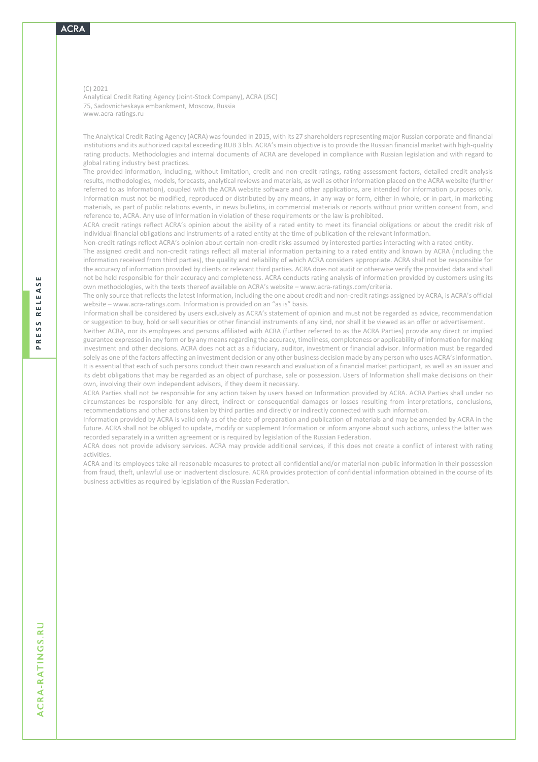(C) 2021
Analytical Credit Rating Agency (Joint-Stock Company), ACRA (JSC)
75, Sadovnicheskaya embankment, Moscow, Russia
www.acra-ratings.ru

The Analytical Credit Rating Agency (ACRA) was founded in 2015, with its 27 shareholders representing major Russian corporate and financial institutions and its authorized capital exceeding RUB 3 bln. ACRA's main objective is to provide the Russian financial market with high-quality rating products. Methodologies and internal documents of ACRA are developed in compliance with Russian legislation and with regard to global rating industry best practices.

The provided information, including, without limitation, credit and non-credit ratings, rating assessment factors, detailed credit analysis results, methodologies, models, forecasts, analytical reviews and materials, as well as other information placed on the ACRA website (further referred to as Information), coupled with the ACRA website software and other applications, are intended for information purposes only. Information must not be modified, reproduced or distributed by any means, in any way or form, either in whole, or in part, in marketing materials, as part of public relations events, in news bulletins, in commercial materials or reports without prior written consent from, and reference to, ACRA. Any use of Information in violation of these requirements or the law is prohibited.

ACRA credit ratings reflect ACRA's opinion about the ability of a rated entity to meet its financial obligations or about the credit risk of individual financial obligations and instruments of a rated entity at the time of publication of the relevant Information.

Non-credit ratings reflect ACRA's opinion about certain non-credit risks assumed by interested parties interacting with a rated entity.

The assigned credit and non-credit ratings reflect all material information pertaining to a rated entity and known by ACRA (including the information received from third parties), the quality and reliability of which ACRA considers appropriate. ACRA shall not be responsible for the accuracy of information provided by clients or relevant third parties. ACRA does not audit or otherwise verify the provided data and shall not be held responsible for their accuracy and completeness. ACRA conducts rating analysis of information provided by customers using its own methodologies, with the texts thereof available on ACRA's website – www.acra-ratings.com/criteria.

The only source that reflects the latest Information, including the one about credit and non-credit ratings assigned by ACRA, is ACRA's official website – www.acra-ratings.com. Information is provided on an "as is" basis.

Information shall be considered by users exclusively as ACRA's statement of opinion and must not be regarded as advice, recommendation or suggestion to buy, hold or sell securities or other financial instruments of any kind, nor shall it be viewed as an offer or advertisement.

Neither ACRA, nor its employees and persons affiliated with ACRA (further referred to as the ACRA Parties) provide any direct or implied guarantee expressed in any form or by any means regarding the accuracy, timeliness, completeness or applicability of Information for making investment and other decisions. ACRA does not act as a fiduciary, auditor, investment or financial advisor. Information must be regarded solely as one of the factors affecting an investment decision or any other business decision made by any person who uses ACRA's information. It is essential that each of such persons conduct their own research and evaluation of a financial market participant, as well as an issuer and its debt obligations that may be regarded as an object of purchase, sale or possession. Users of Information shall make decisions on their own, involving their own independent advisors, if they deem it necessary.

ACRA Parties shall not be responsible for any action taken by users based on Information provided by ACRA. ACRA Parties shall under no circumstances be responsible for any direct, indirect or consequential damages or losses resulting from interpretations, conclusions, recommendations and other actions taken by third parties and directly or indirectly connected with such information.

Information provided by ACRA is valid only as of the date of preparation and publication of materials and may be amended by ACRA in the future. ACRA shall not be obliged to update, modify or supplement Information or inform anyone about such actions, unless the latter was recorded separately in a written agreement or is required by legislation of the Russian Federation.

ACRA does not provide advisory services. ACRA may provide additional services, if this does not create a conflict of interest with rating activities.

ACRA and its employees take all reasonable measures to protect all confidential and/or material non-public information in their possession from fraud, theft, unlawful use or inadvertent disclosure. ACRA provides protection of confidential information obtained in the course of its business activities as required by legislation of the Russian Federation.